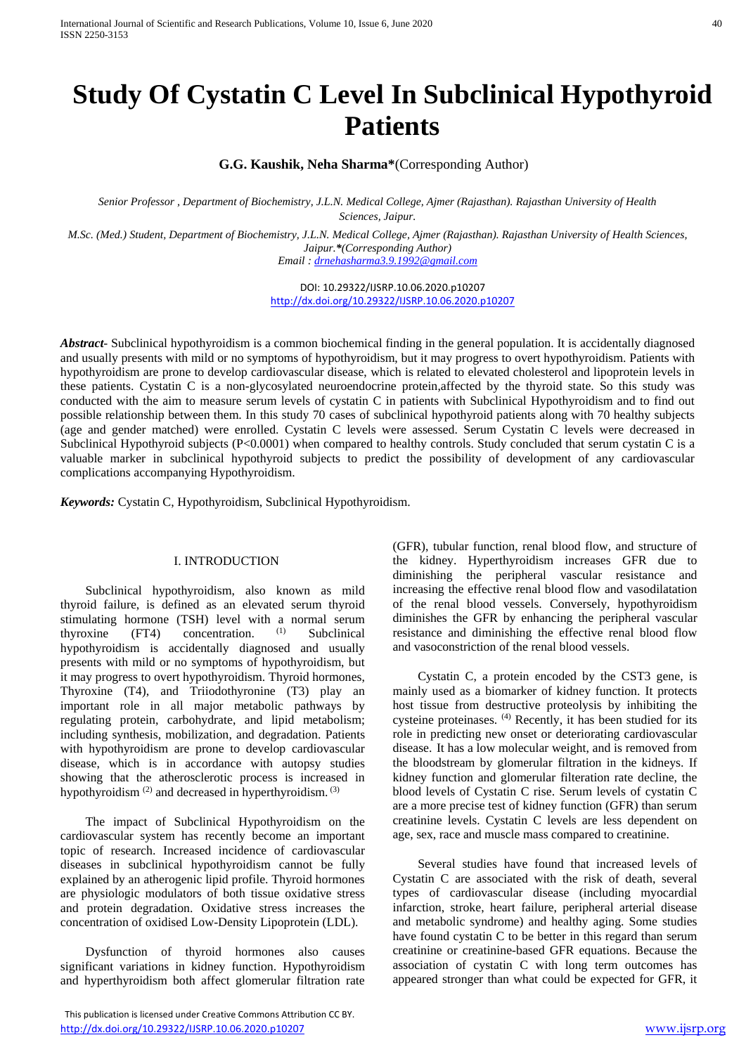# Study Of Cystatin C Level In Subclinical Hypothyroid Patients

**G.G. Kaushik, Neha Sharma***(Corresponding Author)

*Senior Professor , Department of Biochemistry, J.L.N. Medical College, Ajmer (Rajasthan). Rajasthan University of Health Sciences, Jaipur.*

*M.Sc. (Med.) Student, Department of Biochemistry, J.L.N. Medical College, Ajmer (Rajasthan). Rajasthan University of Health Sciences, Jaipur.*(Corresponding Author)*
*Email : drnehasharma3.9.1992@gmail.com*

DOI: 10.29322/IJSRP.10.06.2020.p10207
http://dx.doi.org/10.29322/IJSRP.10.06.2020.p10207

***Abstract***- Subclinical hypothyroidism is a common biochemical finding in the general population. It is accidentally diagnosed and usually presents with mild or no symptoms of hypothyroidism, but it may progress to overt hypothyroidism. Patients with hypothyroidism are prone to develop cardiovascular disease, which is related to elevated cholesterol and lipoprotein levels in these patients. Cystatin C is a non-glycosylated neuroendocrine protein,affected by the thyroid state. So this study was conducted with the aim to measure serum levels of cystatin C in patients with Subclinical Hypothyroidism and to find out possible relationship between them. In this study 70 cases of subclinical hypothyroid patients along with 70 healthy subjects (age and gender matched) were enrolled. Cystatin C levels were assessed. Serum Cystatin C levels were decreased in Subclinical Hypothyroid subjects ($P<0.0001$) when compared to healthy controls. Study concluded that serum cystatin C is a valuable marker in subclinical hypothyroid subjects to predict the possibility of development of any cardiovascular complications accompanying Hypothyroidism.

***Keywords:*** Cystatin C, Hypothyroidism, Subclinical Hypothyroidism.

## I. INTRODUCTION

Subclinical hypothyroidism, also known as mild thyroid failure, is defined as an elevated serum thyroid stimulating hormone (TSH) level with a normal serum thyroxine (FT4) concentration. [1] Subclinical hypothyroidism is accidentally diagnosed and usually presents with mild or no symptoms of hypothyroidism, but it may progress to overt hypothyroidism. Thyroid hormones, Thyroxine (T4), and Triiodothyronine (T3) play an important role in all major metabolic pathways by regulating protein, carbohydrate, and lipid metabolism; including synthesis, mobilization, and degradation. Patients with hypothyroidism are prone to develop cardiovascular disease, which is in accordance with autopsy studies showing that the atherosclerotic process is increased in hypothyroidism [2] and decreased in hyperthyroidism. [3]

The impact of Subclinical Hypothyroidism on the cardiovascular system has recently become an important topic of research. Increased incidence of cardiovascular diseases in subclinical hypothyroidism cannot be fully explained by an atherogenic lipid profile. Thyroid hormones are physiologic modulators of both tissue oxidative stress and protein degradation. Oxidative stress increases the concentration of oxidised Low-Density Lipoprotein (LDL).

Dysfunction of thyroid hormones also causes significant variations in kidney function. Hypothyroidism and hyperthyroidism both affect glomerular filtration rate (GFR), tubular function, renal blood flow, and structure of the kidney. Hyperthyroidism increases GFR due to diminishing the peripheral vascular resistance and increasing the effective renal blood flow and vasodilatation of the renal blood vessels. Conversely, hypothyroidism diminishes the GFR by enhancing the peripheral vascular resistance and diminishing the effective renal blood flow and vasoconstriction of the renal blood vessels.

Cystatin C, a protein encoded by the CST3 gene, is mainly used as a biomarker of kidney function. It protects host tissue from destructive proteolysis by inhibiting the cysteine proteinases. [4] Recently, it has been studied for its role in predicting new onset or deteriorating cardiovascular disease. It has a low molecular weight, and is removed from the bloodstream by glomerular filtration in the kidneys. If kidney function and glomerular filteration rate decline, the blood levels of Cystatin C rise. Serum levels of cystatin C are a more precise test of kidney function (GFR) than serum creatinine levels. Cystatin C levels are less dependent on age, sex, race and muscle mass compared to creatinine.

Several studies have found that increased levels of Cystatin C are associated with the risk of death, several types of cardiovascular disease (including myocardial infarction, stroke, heart failure, peripheral arterial disease and metabolic syndrome) and healthy aging. Some studies have found cystatin C to be better in this regard than serum creatinine or creatinine-based GFR equations. Because the association of cystatin C with long term outcomes has appeared stronger than what could be expected for GFR, it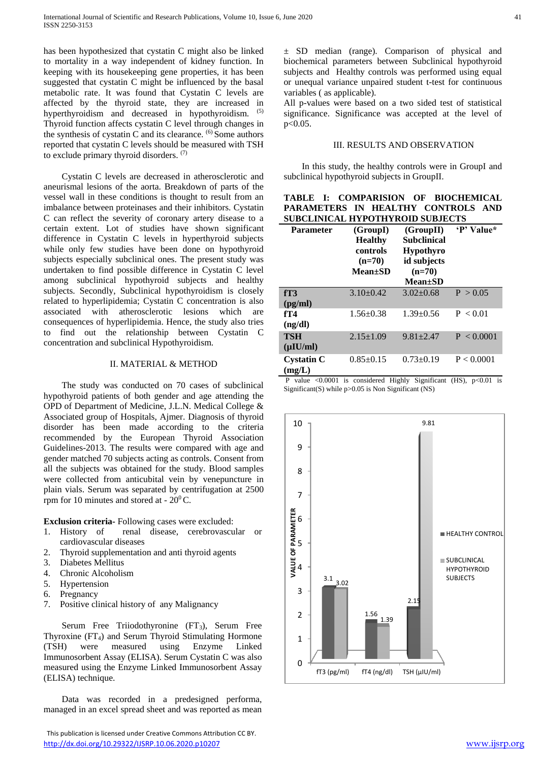has been hypothesized that cystatin C might also be linked to mortality in a way independent of kidney function. In keeping with its housekeeping gene properties, it has been suggested that cystatin C might be influenced by the basal metabolic rate. It was found that Cystatin C levels are affected by the thyroid state, they are increased in hyperthyroidism and decreased in hypothyroidism. [5] Thyroid function affects cystatin C level through changes in the synthesis of cystatin C and its clearance. [6] Some authors reported that cystatin C levels should be measured with TSH to exclude primary thyroid disorders. [7]

Cystatin C levels are decreased in atherosclerotic and aneurismal lesions of the aorta. Breakdown of parts of the vessel wall in these conditions is thought to result from an imbalance between proteinases and their inhibitors. Cystatin C can reflect the severity of coronary artery disease to a certain extent. Lot of studies have shown significant difference in Cystatin C levels in hyperthyroid subjects while only few studies have been done on hypothyroid subjects especially subclinical ones. The present study was undertaken to find possible difference in Cystatin C level among subclinical hypothyroid subjects and healthy subjects. Secondly, Subclinical hypothyroidism is closely related to hyperlipidemia; Cystatin C concentration is also associated with atherosclerotic lesions which are consequences of hyperlipidemia. Hence, the study also tries to find out the relationship between Cystatin C concentration and subclinical Hypothyroidism.

## II. MATERIAL & METHOD

The study was conducted on 70 cases of subclinical hypothyroid patients of both gender and age attending the OPD of Department of Medicine, J.L.N. Medical College & Associated group of Hospitals, Ajmer. Diagnosis of thyroid disorder has been made according to the criteria recommended by the European Thyroid Association Guidelines-2013. The results were compared with age and gender matched 70 subjects acting as controls. Consent from all the subjects was obtained for the study. Blood samples were collected from anticubital vein by venepuncture in plain vials. Serum was separated by centrifugation at 2500 rpm for 10 minutes and stored at - $20^0$ C.

**Exclusion criteria**- Following cases were excluded:

1. History of renal disease, cerebrovascular or cardiovascular diseases
2. Thyroid supplementation and anti thyroid agents
3. Diabetes Mellitus
4. Chronic Alcoholism
5. Hypertension
6. Pregnancy
7. Positive clinical history of any Malignancy

Serum Free Triiodothyronine ($FT_3$), Serum Free Thyroxine ($FT_4$) and Serum Thyroid Stimulating Hormone (TSH) were measured using Enzyme Linked Immunosorbent Assay (ELISA). Serum Cystatin C was also measured using the Enzyme Linked Immunosorbent Assay (ELISA) technique.

Data was recorded in a predesigned performa, managed in an excel spread sheet and was reported as mean ± SD median (range). Comparison of physical and biochemical parameters between Subclinical hypothyroid subjects and Healthy controls was performed using equal or unequal variance unpaired student t-test for continuous variables ( as applicable).

All p-values were based on a two sided test of statistical significance. Significance was accepted at the level of p<0.05.

## III. RESULTS AND OBSERVATION

In this study, the healthy controls were in GroupI and subclinical hypothyroid subjects in GroupII.

**TABLE I: COMPARISION OF BIOCHEMICAL PARAMETERS IN HEALTHY CONTROLS AND SUBCLINICAL HYPOTHYROID SUBJECTS**

| Parameter | (GroupI) Healthy controls (n=70) Mean±SD | (GroupII) Subclinical Hypothyroid subjects (n=70) Mean±SD | 'P' Value* |
|---|---|---|---|
| **fT3 (pg/ml)** | 3.10±0.42 | 3.02±0.68 | P > 0.05 |
| **fT4 (ng/dl)** | 1.56±0.38 | 1.39±0.56 | P < 0.01 |
| **TSH (μIU/ml)** | 2.15±1.09 | 9.81±2.47 | P < 0.0001 |
| **Cystatin C (mg/L)** | 0.85±0.15 | 0.73±0.19 | P < 0.0001 |

P value <0.0001 is considered Highly Significant (HS), p<0.01 is Significant(S) while p>0.05 is Non Significant (NS)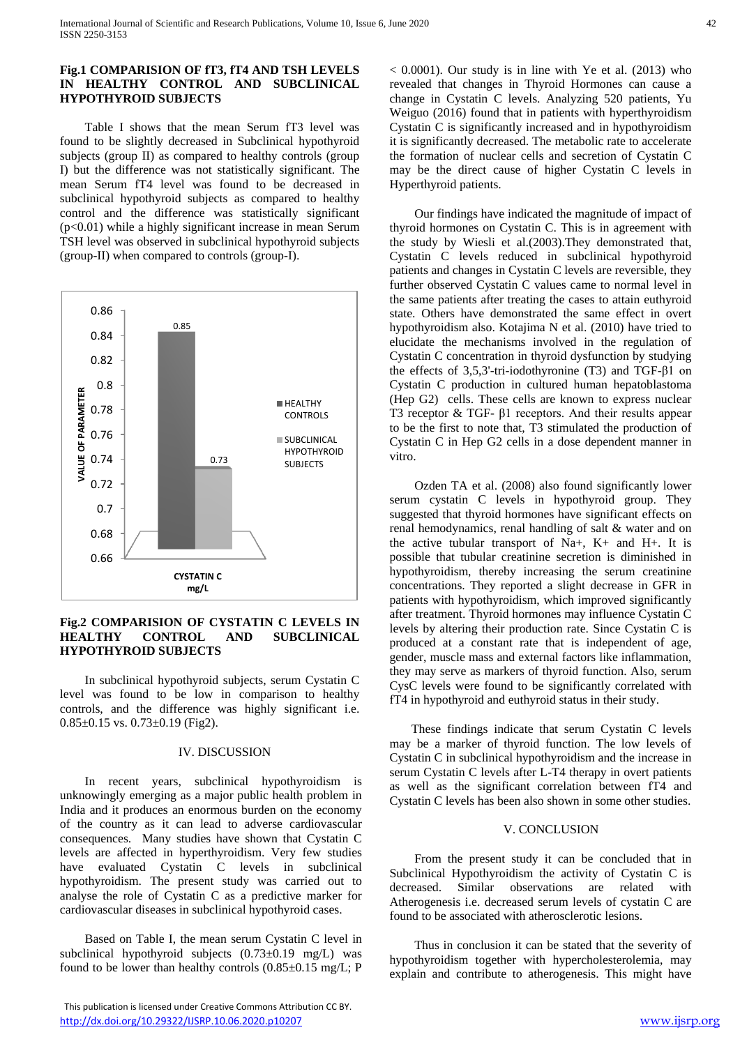**Fig.1 COMPARISION OF fT3, fT4 AND TSH LEVELS IN HEALTHY CONTROL AND SUBCLINICAL HYPOTHYROID SUBJECTS**

Table I shows that the mean Serum fT3 level was found to be slightly decreased in Subclinical hypothyroid subjects (group II) as compared to healthy controls (group I) but the difference was not statistically significant. The mean Serum fT4 level was found to be decreased in subclinical hypothyroid subjects as compared to healthy control and the difference was statistically significant ($p<0.01$) while a highly significant increase in mean Serum TSH level was observed in subclinical hypothyroid subjects (group-II) when compared to controls (group-I).

**Fig.2 COMPARISION OF CYSTATIN C LEVELS IN HEALTHY CONTROL AND SUBCLINICAL HYPOTHYROID SUBJECTS**

In subclinical hypothyroid subjects, serum Cystatin C level was found to be low in comparison to healthy controls, and the difference was highly significant i.e. 0.85±0.15 vs. 0.73±0.19 (Fig2).

## IV. DISCUSSION

In recent years, subclinical hypothyroidism is unknowingly emerging as a major public health problem in India and it produces an enormous burden on the economy of the country as it can lead to adverse cardiovascular consequences. Many studies have shown that Cystatin C levels are affected in hyperthyroidism. Very few studies have evaluated Cystatin C levels in subclinical hypothyroidism. The present study was carried out to analyse the role of Cystatin C as a predictive marker for cardiovascular diseases in subclinical hypothyroid cases.

Based on Table I, the mean serum Cystatin C level in subclinical hypothyroid subjects (0.73±0.19 mg/L) was found to be lower than healthy controls (0.85±0.15 mg/L; P < 0.0001). Our study is in line with Ye et al. (2013) who revealed that changes in Thyroid Hormones can cause a change in Cystatin C levels. Analyzing 520 patients, Yu Weiguo (2016) found that in patients with hyperthyroidism Cystatin C is significantly increased and in hypothyroidism it is significantly decreased. The metabolic rate to accelerate the formation of nuclear cells and secretion of Cystatin C may be the direct cause of higher Cystatin C levels in Hyperthyroid patients.

Our findings have indicated the magnitude of impact of thyroid hormones on Cystatin C. This is in agreement with the study by Wiesli et al.(2003).They demonstrated that, Cystatin C levels reduced in subclinical hypothyroid patients and changes in Cystatin C levels are reversible, they further observed Cystatin C values came to normal level in the same patients after treating the cases to attain euthyroid state. Others have demonstrated the same effect in overt hypothyroidism also. Kotajima N et al. (2010) have tried to elucidate the mechanisms involved in the regulation of Cystatin C concentration in thyroid dysfunction by studying the effects of 3,5,3'-tri-iodothyronine (T3) and TGF-β1 on Cystatin C production in cultured human hepatoblastoma (Hep G2) cells. These cells are known to express nuclear T3 receptor & TGF- β1 receptors. And their results appear to be the first to note that, T3 stimulated the production of Cystatin C in Hep G2 cells in a dose dependent manner in vitro.

Ozden TA et al. (2008) also found significantly lower serum cystatin C levels in hypothyroid group. They suggested that thyroid hormones have significant effects on renal hemodynamics, renal handling of salt & water and on the active tubular transport of $Na^+$, $K^+$ and $H^+$. It is possible that tubular creatinine secretion is diminished in hypothyroidism, thereby increasing the serum creatinine concentrations. They reported a slight decrease in GFR in patients with hypothyroidism, which improved significantly after treatment. Thyroid hormones may influence Cystatin C levels by altering their production rate. Since Cystatin C is produced at a constant rate that is independent of age, gender, muscle mass and external factors like inflammation, they may serve as markers of thyroid function. Also, serum CysC levels were found to be significantly correlated with fT4 in hypothyroid and euthyroid status in their study.

These findings indicate that serum Cystatin C levels may be a marker of thyroid function. The low levels of Cystatin C in subclinical hypothyroidism and the increase in serum Cystatin C levels after L-T4 therapy in overt patients as well as the significant correlation between fT4 and Cystatin C levels has been also shown in some other studies.

## V. CONCLUSION

From the present study it can be concluded that in Subclinical Hypothyroidism the activity of Cystatin C is decreased. Similar observations are related with Atherogenesis i.e. decreased serum levels of cystatin C are found to be associated with atherosclerotic lesions.

Thus in conclusion it can be stated that the severity of hypothyroidism together with hypercholesterolemia, may explain and contribute to atherogenesis. This might have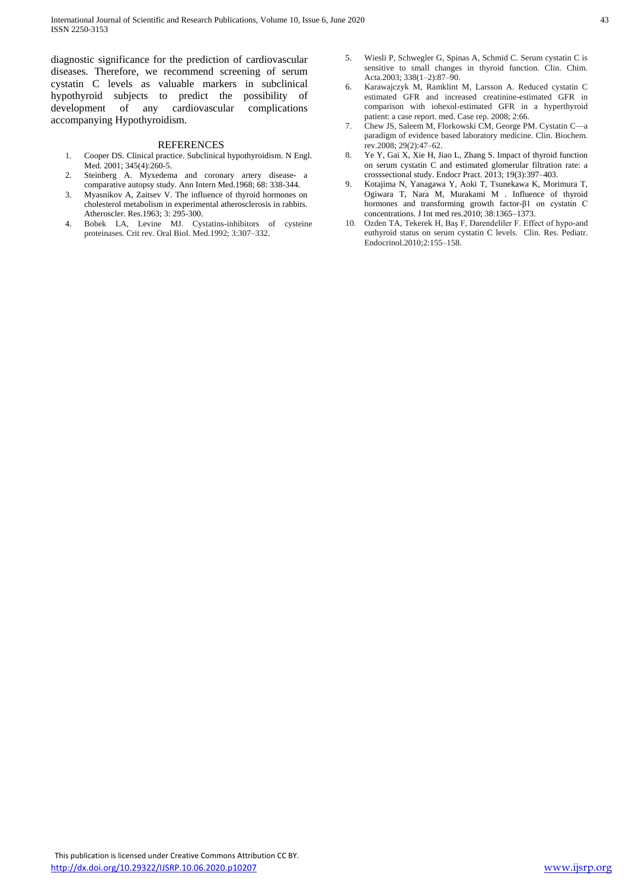diagnostic significance for the prediction of cardiovascular diseases. Therefore, we recommend screening of serum cystatin C levels as valuable markers in subclinical hypothyroid subjects to predict the possibility of development of any cardiovascular complications accompanying Hypothyroidism.

## REFERENCES

1. Cooper DS. Clinical practice. Subclinical hypothyroidism. N Engl. Med. 2001; 345(4):260-5.
2. Steinberg A. Myxedema and coronary artery disease- a comparative autopsy study. Ann Intern Med.1968; 68: 338-344.
3. Myasnikov A, Zaitsev V. The influence of thyroid hormones on cholesterol metabolism in experimental atherosclerosis in rabbits. Atheroscler. Res.1963; 3: 295-300.
4. Bobek LA, Levine MJ. Cystatins-inhibitors of cysteine proteinases. Crit rev. Oral Biol. Med.1992; 3:307–332.
5. Wiesli P, Schwegler G, Spinas A, Schmid C. Serum cystatin C is sensitive to small changes in thyroid function. Clin. Chim. Acta.2003; 338(1–2):87–90.
6. Karawajczyk M, Ramklint M, Larsson A. Reduced cystatin C estimated GFR and increased creatinine-estimated GFR in comparison with iohexol-estimated GFR in a hyperthyroid patient: a case report. med. Case rep. 2008; 2:66.
7. Chew JS, Saleem M, Florkowski CM, George PM. Cystatin C—a paradigm of evidence based laboratory medicine. Clin. Biochem. rev.2008; 29(2):47–62.
8. Ye Y, Gai X, Xie H, Jiao L, Zhang S. Impact of thyroid function on serum cystatin C and estimated glomerular filtration rate: a crosssectional study. Endocr Pract. 2013; 19(3):397–403.
9. Kotajima N, Yanagawa Y, Aoki T, Tsunekawa K, Morimura T, Ogiwara T, Nara M, Murakami M . Influence of thyroid hormones and transforming growth factor-β1 on cystatin C concentrations. J Int med res.2010; 38:1365–1373.
10. Ozden TA, Tekerek H, Baş F, Darendeliler F. Effect of hypo-and euthyroid status on serum cystatin C levels. Clin. Res. Pediatr. Endocrinol.2010;2:155–158.